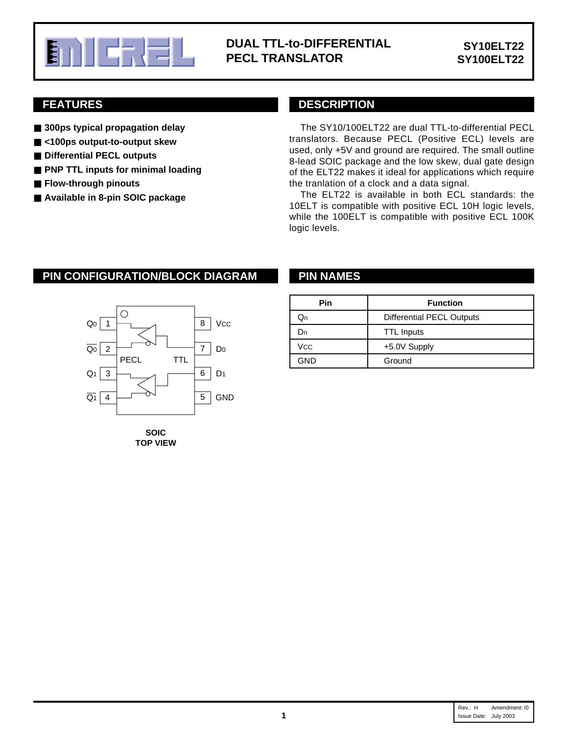# DUAL TTL-to-DIFFERENTIAL PECL TRANSLATOR

**SY10ELT22**
**SY100ELT22**

## FEATURES

- **300ps typical propagation delay**
- **<100ps output-to-output skew**
- **Differential PECL outputs**
- **PNP TTL inputs for minimal loading**
- **Flow-through pinouts**
- **Available in 8-pin SOIC package**

## DESCRIPTION

The SY10/100ELT22 are dual TTL-to-differential PECL translators. Because PECL (Positive ECL) levels are used, only +5V and ground are required. The small outline 8-lead SOIC package and the low skew, dual gate design of the ELT22 makes it ideal for applications which require the tranlation of a clock and a data signal.

The ELT22 is available in both ECL standards: the 10ELT is compatible with positive ECL 10H logic levels, while the 100ELT is compatible with positive ECL 100K logic levels.

## PIN CONFIGURATION/BLOCK DIAGRAM

| Pin | Name | | Pin | Name |
|---|---|---|---|---|
| 1 | $Q_0$ | | 8 | $V_{CC}$ |
| 2 | $\overline{Q_0}$ | | 7 | $D_0$ |
| 3 | $Q_1$ | | 6 | $D_1$ |
| 4 | $\overline{Q_1}$ | | 5 | GND |

PECL TTL

**SOIC**
**TOP VIEW**

## PIN NAMES

| Pin | Function |
|---|---|
| $Q_n$ | Differential PECL Outputs |
| $D_n$ | TTL Inputs |
| $V_{CC}$ | +5.0V Supply |
| GND | Ground |

Rev.: H Amendment: /0
Issue Date: July 2003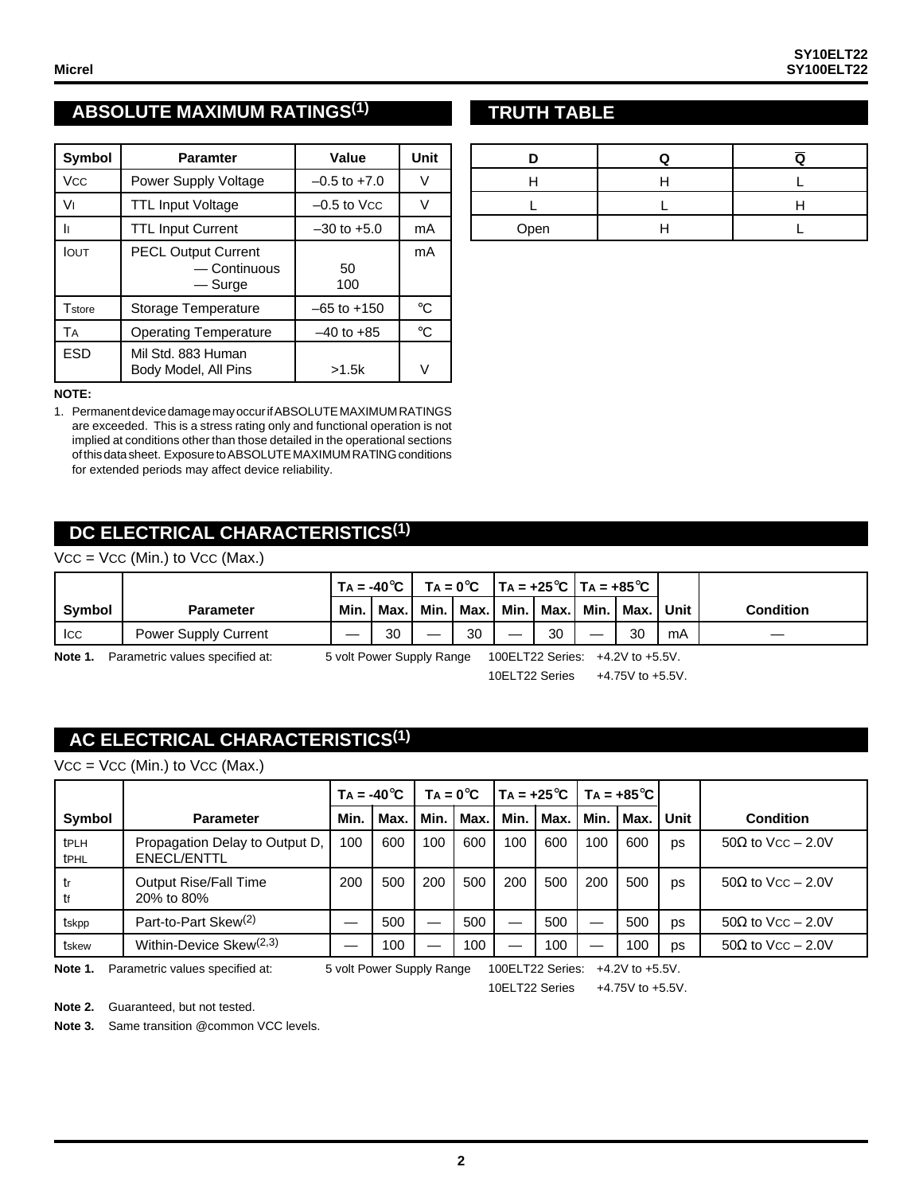## ABSOLUTE MAXIMUM RATINGS(1)

| Symbol | Paramter | Value | Unit |
|---|---|---|---|
| $V_{CC}$ | Power Supply Voltage | –0.5 to +7.0 | V |
| $V_I$ | TTL Input Voltage | –0.5 to $V_{CC}$ | V |
| $I_I$ | TTL Input Current | –30 to +5.0 | mA |
| $I_{OUT}$ | PECL Output Current — Continuous — Surge | 50 100 | mA |
| $T_{store}$ | Storage Temperature | –65 to +150 | °C |
| $T_A$ | Operating Temperature | –40 to +85 | °C |
| ESD | Mil Std. 883 Human Body Model, All Pins | >1.5k | V |

**NOTE:**

1. Permanent device damage may occur if ABSOLUTE MAXIMUM RATINGS are exceeded. This is a stress rating only and functional operation is not implied at conditions other than those detailed in the operational sections of this data sheet. Exposure to ABSOLUTE MAXIMUM RATING conditions for extended periods may affect device reliability.

## TRUTH TABLE

| D | Q | $\overline{Q}$ |
|---|---|---|
| H | H | L |
| L | L | H |
| Open | H | L |

## DC ELECTRICAL CHARACTERISTICS(1)

$V_{CC}$ = $V_{CC}$ (Min.) to $V_{CC}$ (Max.)

| | | $T_A$ = -40°C | | $T_A$ = 0°C | | $T_A$ = +25°C | | $T_A$ = +85°C | | | |
|---|---|---|---|---|---|---|---|---|---|---|---|
| Symbol | Parameter | Min. | Max. | Min. | Max. | Min. | Max. | Min. | Max. | Unit | Condition |
| $I_{CC}$ | Power Supply Current | — | 30 | — | 30 | — | 30 | — | 30 | mA | — |

**Note 1.** Parametric values specified at: 5 volt Power Supply Range 100ELT22 Series: +4.2V to +5.5V. 10ELT22 Series +4.75V to +5.5V.

## AC ELECTRICAL CHARACTERISTICS(1)

$V_{CC}$ = $V_{CC}$ (Min.) to $V_{CC}$ (Max.)

| | | $T_A$ = -40°C | | $T_A$ = 0°C | | $T_A$ = +25°C | | $T_A$ = +85°C | | | |
|---|---|---|---|---|---|---|---|---|---|---|---|
| Symbol | Parameter | Min. | Max. | Min. | Max. | Min. | Max. | Min. | Max. | Unit | Condition |
| $t_{PLH}$ $t_{PHL}$ | Propagation Delay to Output D, ENECL/ENTTL | 100 | 600 | 100 | 600 | 100 | 600 | 100 | 600 | ps | 50Ω to $V_{CC}$ – 2.0V |
| $t_r$ $t_f$ | Output Rise/Fall Time 20% to 80% | 200 | 500 | 200 | 500 | 200 | 500 | 200 | 500 | ps | 50Ω to $V_{CC}$ – 2.0V |
| $t_{skpp}$ | Part-to-Part Skew(2) | — | 500 | — | 500 | — | 500 | — | 500 | ps | 50Ω to $V_{CC}$ – 2.0V |
| $t_{skew}$ | Within-Device Skew(2,3) | — | 100 | — | 100 | — | 100 | — | 100 | ps | 50Ω to $V_{CC}$ – 2.0V |

**Note 1.** Parametric values specified at: 5 volt Power Supply Range 100ELT22 Series: +4.2V to +5.5V. 10ELT22 Series +4.75V to +5.5V.

**Note 2.** Guaranteed, but not tested.

**Note 3.** Same transition @common VCC levels.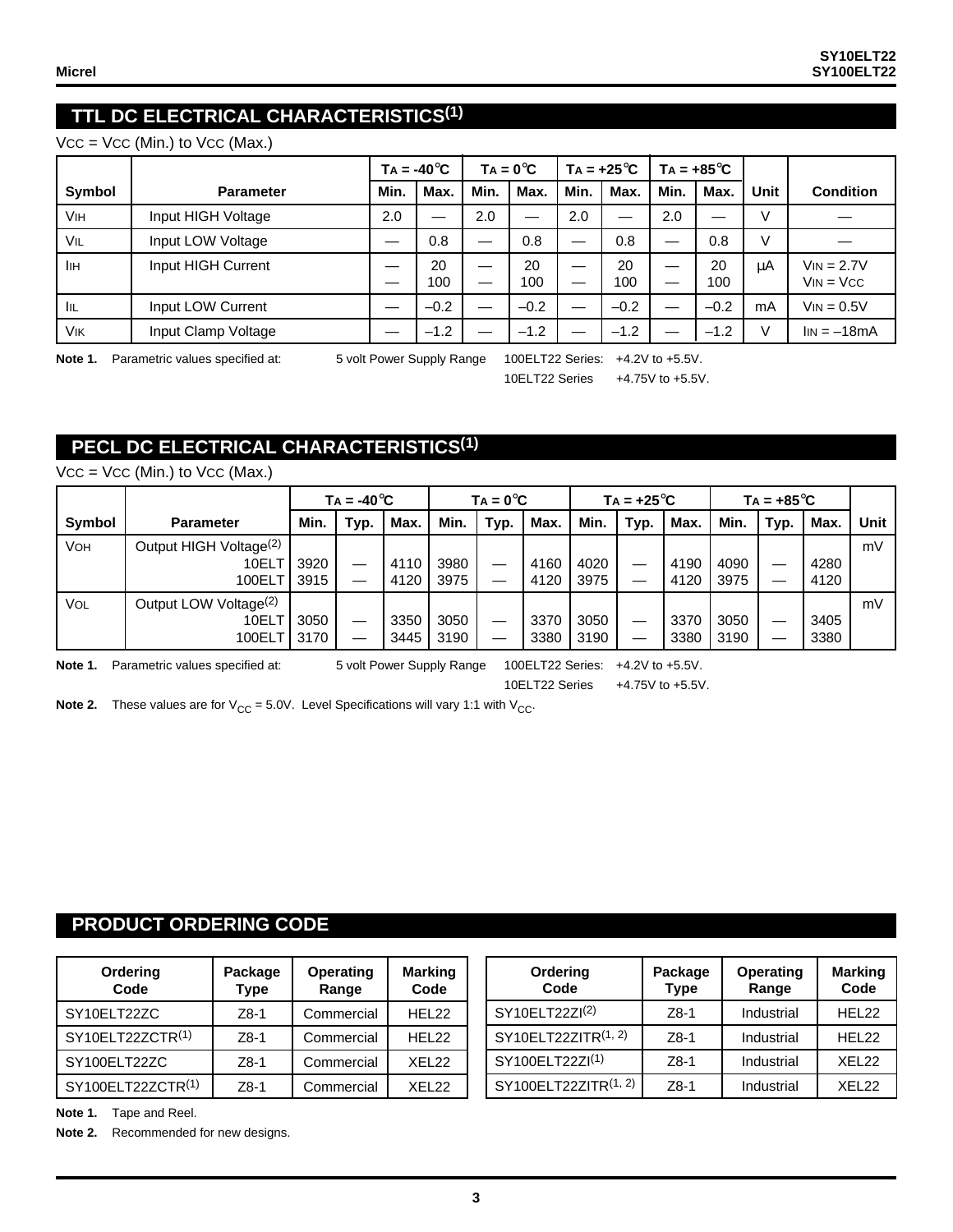## TTL DC ELECTRICAL CHARACTERISTICS[(1)]

$V_{CC}$ = $V_{CC}$ (Min.) to $V_{CC}$ (Max.)

| Symbol | Parameter | $T_A$ = -40°C | | $T_A$ = 0°C | | $T_A$ = +25°C | | $T_A$ = +85°C | | Unit | Condition |
|---|---|---|---|---|---|---|---|---|---|---|---|
| | | Min. | Max. | Min. | Max. | Min. | Max. | Min. | Max. | | |
| $V_{IH}$ | Input HIGH Voltage | 2.0 | — | 2.0 | — | 2.0 | — | 2.0 | — | V | — |
| $V_{IL}$ | Input LOW Voltage | — | 0.8 | — | 0.8 | — | 0.8 | — | 0.8 | V | — |
| $I_{IH}$ | Input HIGH Current | — <br> — | 20 <br> 100 | — <br> — | 20 <br> 100 | — <br> — | 20 <br> 100 | — <br> — | 20 <br> 100 | µA | $V_{IN}$ = 2.7V <br> $V_{IN}$ = $V_{CC}$ |
| $I_{IL}$ | Input LOW Current | — | –0.2 | — | –0.2 | — | –0.2 | — | –0.2 | mA | $V_{IN}$ = 0.5V |
| $V_{IK}$ | Input Clamp Voltage | — | –1.2 | — | –1.2 | — | –1.2 | — | –1.2 | V | $I_{IN}$ = –18mA |

**Note 1.** Parametric values specified at: 5 volt Power Supply Range 100ELT22 Series: +4.2V to +5.5V. 10ELT22 Series +4.75V to +5.5V.

## PECL DC ELECTRICAL CHARACTERISTICS[(1)]

$V_{CC}$ = $V_{CC}$ (Min.) to $V_{CC}$ (Max.)

| Symbol | Parameter | $T_A$ = -40°C | | | $T_A$ = 0°C | | | $T_A$ = +25°C | | | $T_A$ = +85°C | | | Unit |
|---|---|---|---|---|---|---|---|---|---|---|---|---|---|---|
| | | Min. | Typ. | Max. | Min. | Typ. | Max. | Min. | Typ. | Max. | Min. | Typ. | Max. | |
| $V_{OH}$ | Output HIGH Voltage[(2)] <br> 10ELT <br> 100ELT | <br> 3920 <br> 3915 | <br> — <br> — | <br> 4110 <br> 4120 | <br> 3980 <br> 3975 | <br> — <br> — | <br> 4160 <br> 4120 | <br> 4020 <br> 3975 | <br> — <br> — | <br> 4190 <br> 4120 | <br> 4090 <br> 3975 | <br> — <br> — | <br> 4280 <br> 4120 | mV |
| $V_{OL}$ | Output LOW Voltage[(2)] <br> 10ELT <br> 100ELT | <br> 3050 <br> 3170 | <br> — <br> — | <br> 3350 <br> 3445 | <br> 3050 <br> 3190 | <br> — <br> — | <br> 3370 <br> 3380 | <br> 3050 <br> 3190 | <br> — <br> — | <br> 3370 <br> 3380 | <br> 3050 <br> 3190 | <br> — <br> — | <br> 3405 <br> 3380 | mV |

**Note 1.** Parametric values specified at: 5 volt Power Supply Range 100ELT22 Series: +4.2V to +5.5V. 10ELT22 Series +4.75V to +5.5V.

**Note 2.** These values are for $V_{CC}$ = 5.0V. Level Specifications will vary 1:1 with $V_{CC}$.

## PRODUCT ORDERING CODE

| Ordering Code | Package Type | Operating Range | Marking Code |
|---|---|---|---|
| SY10ELT22ZC | Z8-1 | Commercial | HEL22 |
| SY10ELT22ZCTR[(1)] | Z8-1 | Commercial | HEL22 |
| SY100ELT22ZC | Z8-1 | Commercial | XEL22 |
| SY100ELT22ZCTR[(1)] | Z8-1 | Commercial | XEL22 |

| Ordering Code | Package Type | Operating Range | Marking Code |
|---|---|---|---|
| SY10ELT22ZI[(2)] | Z8-1 | Industrial | HEL22 |
| SY10ELT22ZITR[(1, 2)] | Z8-1 | Industrial | HEL22 |
| SY100ELT22ZI[(1)] | Z8-1 | Industrial | XEL22 |
| SY100ELT22ZITR[(1, 2)] | Z8-1 | Industrial | XEL22 |

**Note 1.** Tape and Reel.

**Note 2.** Recommended for new designs.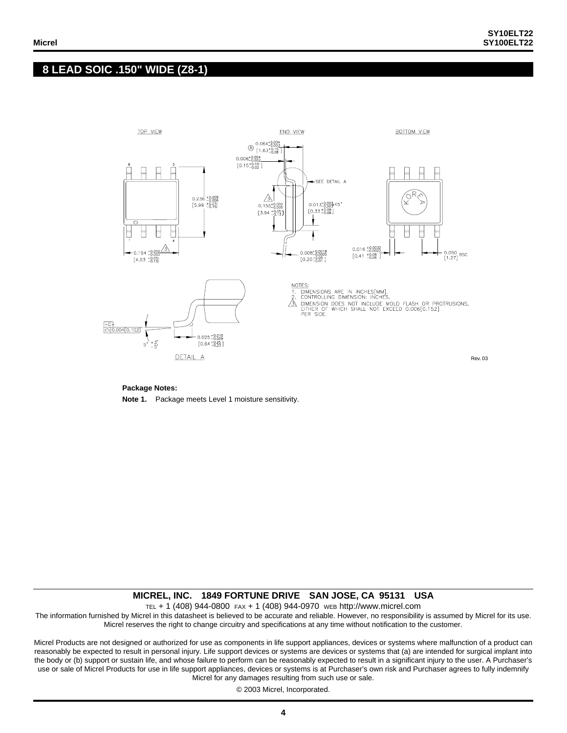## 8 LEAD SOIC .150" WIDE (Z8-1)

TOP VIEW

END VIEW

BOTTOM VIEW

0.064 +0.004/−0.003 [1.63 +0.10/−0.08]

0.006 +0.004/−0.002 [0.15 +0.10/−0.02]

SEE DETAIL A

0.236 +0.008/−0.006 [5.99 +0.21/−0.15]

0.155 +0.002/−0.005 [3.94 +0.05/−0.13]

0.013 +0.003/−0.003 x 45° [0.33 +0.08/−0.08]

0.194 +0.002/−0.005 [4.93 +0.05/−0.13]

0.008 +0.0018/−0.0005 [0.20 +0.05/−0.01]

0.016 +0.0032/−0.0022 [0.41 +0.08/−0.06]

0.050 BSC [1.27]

KOREA

-C-

0.004 [0.102]

5° +3°/−5°

0.025 +0.010/−0.009 [0.64 +0.25/−0.23]

DETAIL A

NOTES:
1. DIMENSIONS ARE IN INCHES[MM].
2. CONTROLLING DIMENSION: INCHES.
3. DIMENSION DOES NOT INCLUDE MOLD FLASH OR PROTRUSIONS, EITHER OF WHICH SHALL NOT EXCEED 0.006[0.152] PER SIDE.

Rev. 03

**Package Notes:**

**Note 1.** Package meets Level 1 moisture sensitivity.

**MICREL, INC. 1849 FORTUNE DRIVE SAN JOSE, CA 95131 USA**

TEL + 1 (408) 944-0800 FAX + 1 (408) 944-0970 WEB http://www.micrel.com

The information furnished by Micrel in this datasheet is believed to be accurate and reliable. However, no responsibility is assumed by Micrel for its use. Micrel reserves the right to change circuitry and specifications at any time without notification to the customer.

Micrel Products are not designed or authorized for use as components in life support appliances, devices or systems where malfunction of a product can reasonably be expected to result in personal injury. Life support devices or systems are devices or systems that (a) are intended for surgical implant into the body or (b) support or sustain life, and whose failure to perform can be reasonably expected to result in a significant injury to the user. A Purchaser's use or sale of Micrel Products for use in life support appliances, devices or systems is at Purchaser's own risk and Purchaser agrees to fully indemnify Micrel for any damages resulting from such use or sale.

© 2003 Micrel, Incorporated.